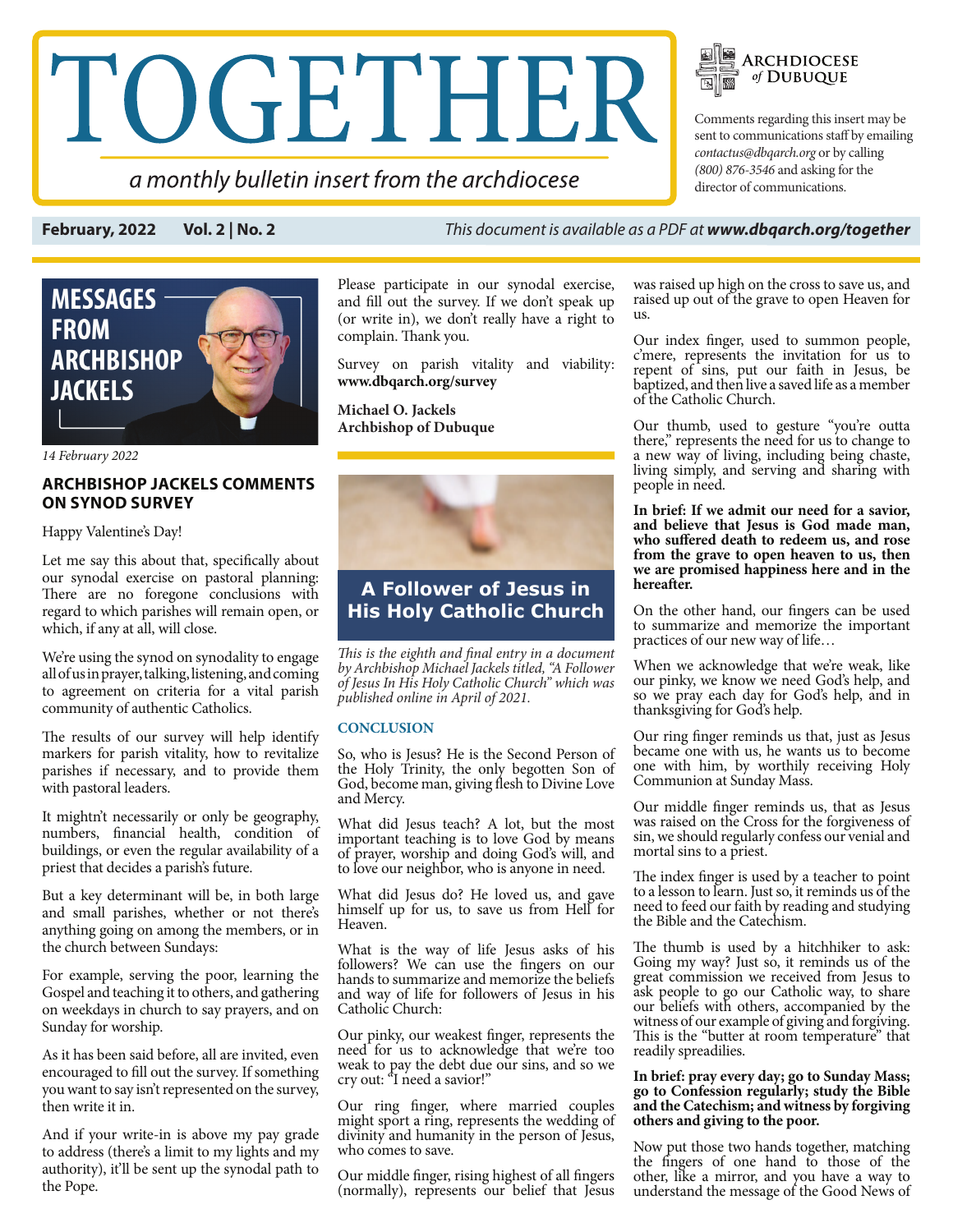# TOGETHER

*a monthly bulletin insert from the archdiocese*

**Archdiocese of Dubuque**

Comments regarding this insert may be sent to communications staff by emailing *contactus@dbqarch.org* or by calling *(800) 876-3546* and asking for the director of communications.

**February, 2022 Vol. 2 | No. 2** *This document is available as a PDF at **www.dbqarch.org/together***

## MESSAGES FROM ARCHBISHOP JACKELS

*14 February 2022*

### ARCHBISHOP JACKELS COMMENTS ON SYNOD SURVEY

Happy Valentine's Day!

Let me say this about that, specifically about our synodal exercise on pastoral planning: There are no foregone conclusions with regard to which parishes will remain open, or which, if any at all, will close.

We're using the synod on synodality to engage all of us in prayer, talking, listening, and coming to agreement on criteria for a vital parish community of authentic Catholics.

The results of our survey will help identify markers for parish vitality, how to revitalize parishes if necessary, and to provide them with pastoral leaders.

It mightn't necessarily or only be geography, numbers, financial health, condition of buildings, or even the regular availability of a priest that decides a parish's future.

But a key determinant will be, in both large and small parishes, whether or not there's anything going on among the members, or in the church between Sundays:

For example, serving the poor, learning the Gospel and teaching it to others, and gathering on weekdays in church to say prayers, and on Sunday for worship.

As it has been said before, all are invited, even encouraged to fill out the survey. If something you want to say isn't represented on the survey, then write it in.

And if your write-in is above my pay grade to address (there's a limit to my lights and my authority), it'll be sent up the synodal path to the Pope.

Please participate in our synodal exercise, and fill out the survey. If we don't speak up (or write in), we don't really have a right to complain. Thank you.

Survey on parish vitality and viability: **www.dbqarch.org/survey**

**Michael O. Jackels**
**Archbishop of Dubuque**

## A Follower of Jesus in His Holy Catholic Church

*This is the eighth and final entry in a document by Archbishop Michael Jackels titled, "A Follower of Jesus In His Holy Catholic Church" which was published online in April of 2021.*

### CONCLUSION

So, who is Jesus? He is the Second Person of the Holy Trinity, the only begotten Son of God, become man, giving flesh to Divine Love and Mercy.

What did Jesus teach? A lot, but the most important teaching is to love God by means of prayer, worship and doing God's will, and to love our neighbor, who is anyone in need.

What did Jesus do? He loved us, and gave himself up for us, to save us from Hell for Heaven.

What is the way of life Jesus asks of his followers? We can use the fingers on our hands to summarize and memorize the beliefs and way of life for followers of Jesus in his Catholic Church:

Our pinky, our weakest finger, represents the need for us to acknowledge that we're too weak to pay the debt due our sins, and so we cry out: "I need a savior!"

Our ring finger, where married couples might sport a ring, represents the wedding of divinity and humanity in the person of Jesus, who comes to save.

Our middle finger, rising highest of all fingers (normally), represents our belief that Jesus was raised up high on the cross to save us, and raised up out of the grave to open Heaven for us.

Our index finger, used to summon people, c'mere, represents the invitation for us to repent of sins, put our faith in Jesus, be baptized, and then live a saved life as a member of the Catholic Church.

Our thumb, used to gesture "you're outta there," represents the need for us to change to a new way of living, including being chaste, living simply, and serving and sharing with people in need.

**In brief: If we admit our need for a savior, and believe that Jesus is God made man, who suffered death to redeem us, and rose from the grave to open Heaven to us, then we are promised happiness here and in the hereafter.**

On the other hand, our fingers can be used to summarize and memorize the important practices of our new way of life…

When we acknowledge that we're weak, like our pinky, we know we need God's help, and so we pray each day for God's help, and in thanksgiving for God's help.

Our ring finger reminds us that, just as Jesus became one with us, he wants us to become one with him, by worthily receiving Holy Communion at Sunday Mass.

Our middle finger reminds us, that as Jesus was raised on the Cross for the forgiveness of sin, we should regularly confess our venial and mortal sins to a priest.

The index finger is used by a teacher to point to a lesson to learn. Just so, it reminds us of the need to feed our faith by reading and studying the Bible and the Catechism.

The thumb is used by a hitchhiker to ask: Going my way? Just so, it reminds us of the great commission we received from Jesus to ask people to go our Catholic way, to share our beliefs with others, accompanied by the witness of our example of giving and forgiving. This is the "butter at room temperature" that readily spreadilies.

**In brief: pray every day; go to Sunday Mass; go to Confession regularly; study the Bible and the Catechism; and witness by forgiving others and giving to the poor.**

Now put those two hands together, matching the fingers of one hand to those of the other, like a mirror, and you have a way to understand the message of the Good News of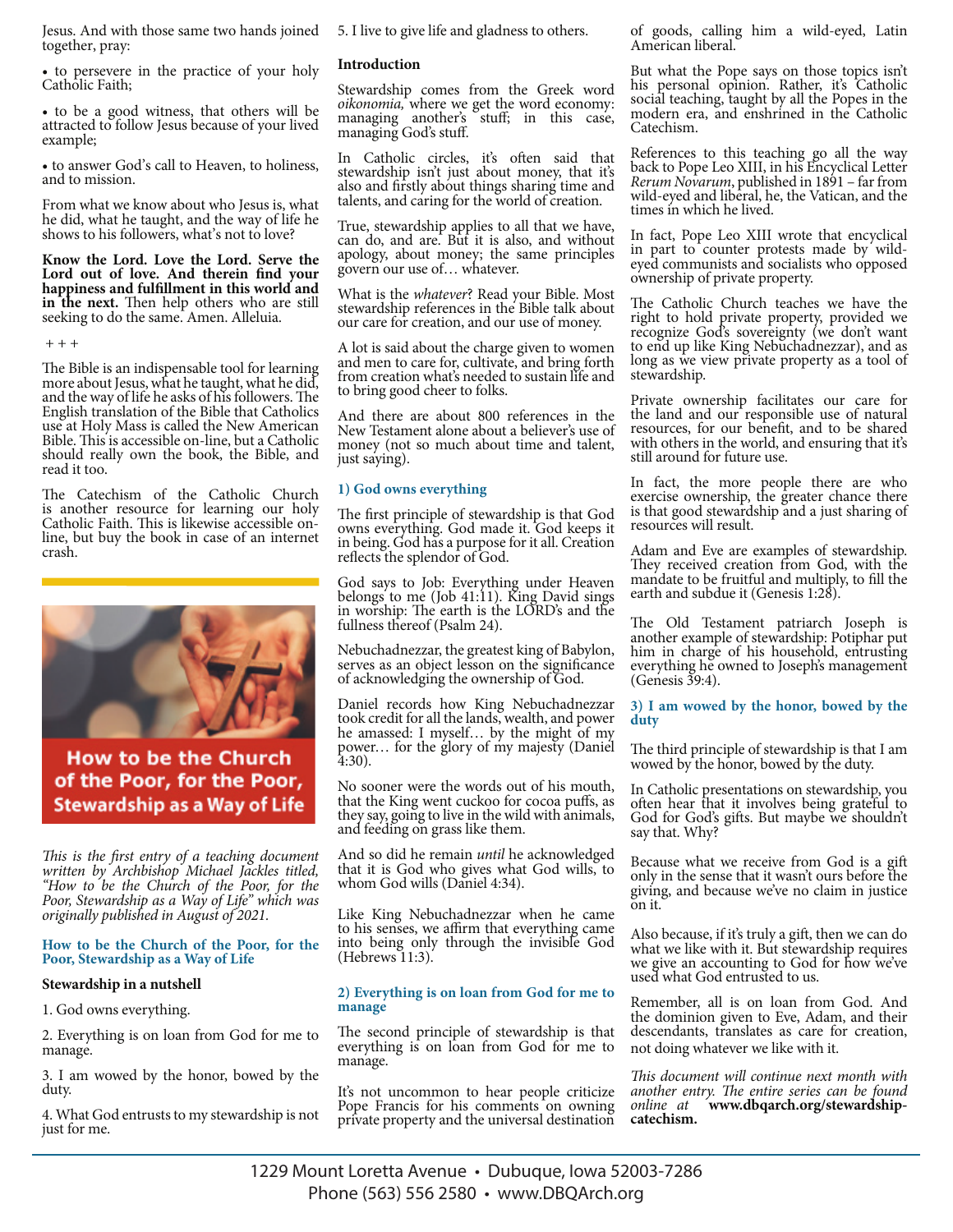Jesus. And with those same two hands joined together, pray:

- to persevere in the practice of your holy Catholic Faith;
- to be a good witness, that others will be attracted to follow Jesus because of your lived example;
- to answer God's call to Heaven, to holiness, and to mission.

From what we know about who Jesus is, what he did, what he taught, and the way of life he shows to his followers, what's not to love?

**Know the Lord. Love the Lord. Serve the Lord out of love. And therein find your happiness and fulfillment in this world and in the next.** Then help others who are still seeking to do the same. Amen. Alleluia.

+ + +

The Bible is an indispensable tool for learning more about Jesus, what he taught, what he did, and the way of life he asks of his followers. The English translation of the Bible that Catholics use at Holy Mass is called the New American Bible. This is accessible on-line, but a Catholic should really own the book, the Bible, and read it too.

The Catechism of the Catholic Church is another resource for learning our holy Catholic Faith. This is likewise accessible on-line, but buy the book in case of an internet crash.

How to be the Church of the Poor, for the Poor, Stewardship as a Way of Life

*This is the first entry of a teaching document written by Archbishop Michael Jackles titled, "How to be the Church of the Poor, for the Poor, Stewardship as a Way of Life" which was originally published in August of 2021.*

## How to be the Church of the Poor, for the Poor, Stewardship as a Way of Life

**Stewardship in a nutshell**

1. God owns everything.
2. Everything is on loan from God for me to manage.
3. I am wowed by the honor, bowed by the duty.
4. What God entrusts to my stewardship is not just for me.
5. I live to give life and gladness to others.

**Introduction**

Stewardship comes from the Greek word *oikonomia,* where we get the word economy: managing another's stuff; in this case, managing God's stuff.

In Catholic circles, it's often said that stewardship isn't just about money, that it's also and firstly about things sharing time and talents, and caring for the world of creation.

True, stewardship applies to all that we have, can do, and are. But it is also, and without apology, about money; the same principles govern our use of… whatever.

What is the *whatever*? Read your Bible. Most stewardship references in the Bible talk about our care for creation, and our use of money.

A lot is said about the charge given to women and men to care for, cultivate, and bring forth from creation what's needed to sustain life and to bring good cheer to folks.

And there are about 800 references in the New Testament alone about a believer's use of money (not so much about time and talent, just saying).

### 1) God owns everything

The first principle of stewardship is that God owns everything. God made it. God keeps it in being. God has a purpose for it all. Creation reflects the splendor of God.

God says to Job: Everything under Heaven belongs to me (Job 41:11). King David sings in worship: The earth is the LORD's and the fullness thereof (Psalm 24).

Nebuchadnezzar, the greatest king of Babylon, serves as an object lesson on the significance of acknowledging the ownership of God.

Daniel records how King Nebuchadnezzar took credit for all the lands, wealth, and power he amassed: I myself… by the might of my power… for the glory of my majesty (Daniel 4:30).

No sooner were the words out of his mouth, that the King went cuckoo for cocoa puffs, as they say, going to live in the wild with animals, and feeding on grass like them.

And so did he remain *until* he acknowledged that it is God who gives what God wills, to whom God wills (Daniel 4:34).

Like King Nebuchadnezzar when he came to his senses, we affirm that everything came into being only through the invisible God (Hebrews 11:3).

### 2) Everything is on loan from God for me to manage

The second principle of stewardship is that everything is on loan from God for me to manage.

It's not uncommon to hear people criticize Pope Francis for his comments on owning private property and the universal destination of goods, calling him a wild-eyed, Latin American liberal.

But what the Pope says on those topics isn't his personal opinion. Rather, it's Catholic social teaching, taught by all the Popes in the modern era, and enshrined in the Catholic Catechism.

References to this teaching go all the way back to Pope Leo XIII, in his Encyclical Letter *Rerum Novarum*, published in 1891 – far from wild-eyed and liberal, he, the Vatican, and the times in which he lived.

In fact, Pope Leo XIII wrote that encyclical in part to counter protests made by wild-eyed communists and socialists who opposed ownership of private property.

The Catholic Church teaches we have the right to hold private property, provided we recognize God's sovereignty (we don't want to end up like King Nebuchadnezzar), and as long as we view private property as a tool of stewardship.

Private ownership facilitates our care for the land and our responsible use of natural resources, for our benefit, and to be shared with others in the world, and ensuring that it's still around for future use.

In fact, the more people there are who exercise ownership, the greater chance there is that good stewardship and a just sharing of resources will result.

Adam and Eve are examples of stewardship. They received creation from God, with the mandate to be fruitful and multiply, to fill the earth and subdue it (Genesis 1:28).

The Old Testament patriarch Joseph is another example of stewardship: Potiphar put him in charge of his household, entrusting everything he owned to Joseph's management (Genesis 39:4).

### 3) I am wowed by the honor, bowed by the duty

The third principle of stewardship is that I am wowed by the honor, bowed by the duty.

In Catholic presentations on stewardship, you often hear that it involves being grateful to God for God's gifts. But maybe we shouldn't say that. Why?

Because what we receive from God is a gift only in the sense that it wasn't ours before the giving, and because we've no claim in justice on it.

Also because, if it's truly a gift, then we can do what we like with it. But stewardship requires we give an accounting to God for how we've used what God entrusted to us.

Remember, all is on loan from God. And the dominion given to Eve, Adam, and their descendants, translates as care for creation, not doing whatever we like with it.

*This document will continue next month with another entry. The entire series can be found online at* **www.dbqarch.org/stewardship-catechism.**